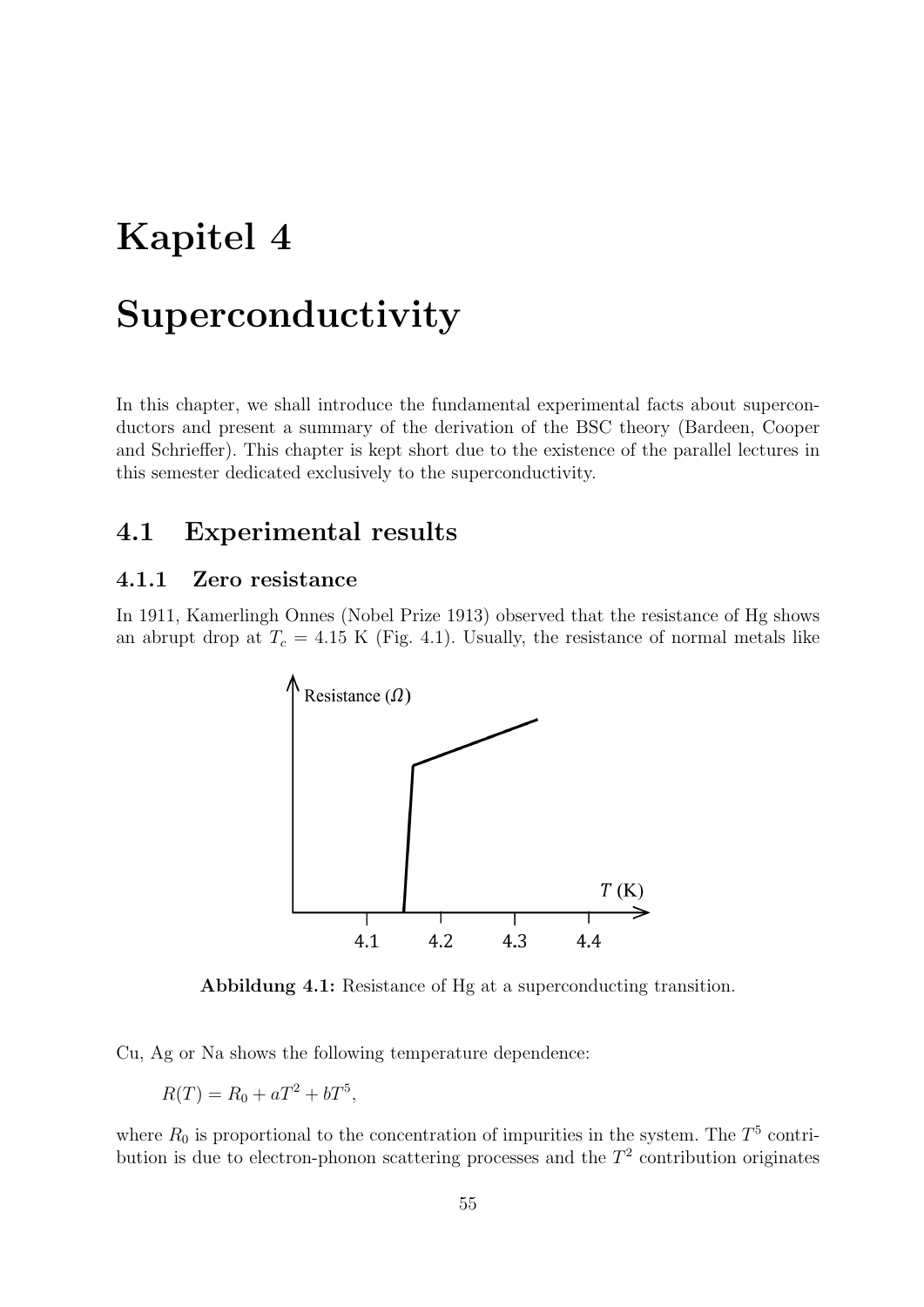# Kapitel 4

# Superconductivity

In this chapter, we shall introduce the fundamental experimental facts about superconductors and present a summary of the derivation of the BSC theory (Bardeen, Cooper and Schrieffer). This chapter is kept short due to the existence of the parallel lectures in this semester dedicated exclusively to the superconductivity.

## 4.1 Experimental results

### 4.1.1 Zero resistance

In 1911, Kamerlingh Onnes (Nobel Prize 1913) observed that the resistance of Hg shows an abrupt drop at $T_c = 4.15$ K (Fig. 4.1). Usually, the resistance of normal metals like

**Abbildung 4.1:** Resistance of Hg at a superconducting transition.

Cu, Ag or Na shows the following temperature dependence:

$$R(T) = R_0 + aT^2 + bT^5,$$

where $R_0$ is proportional to the concentration of impurities in the system. The $T^5$ contribution is due to electron-phonon scattering processes and the $T^2$ contribution originates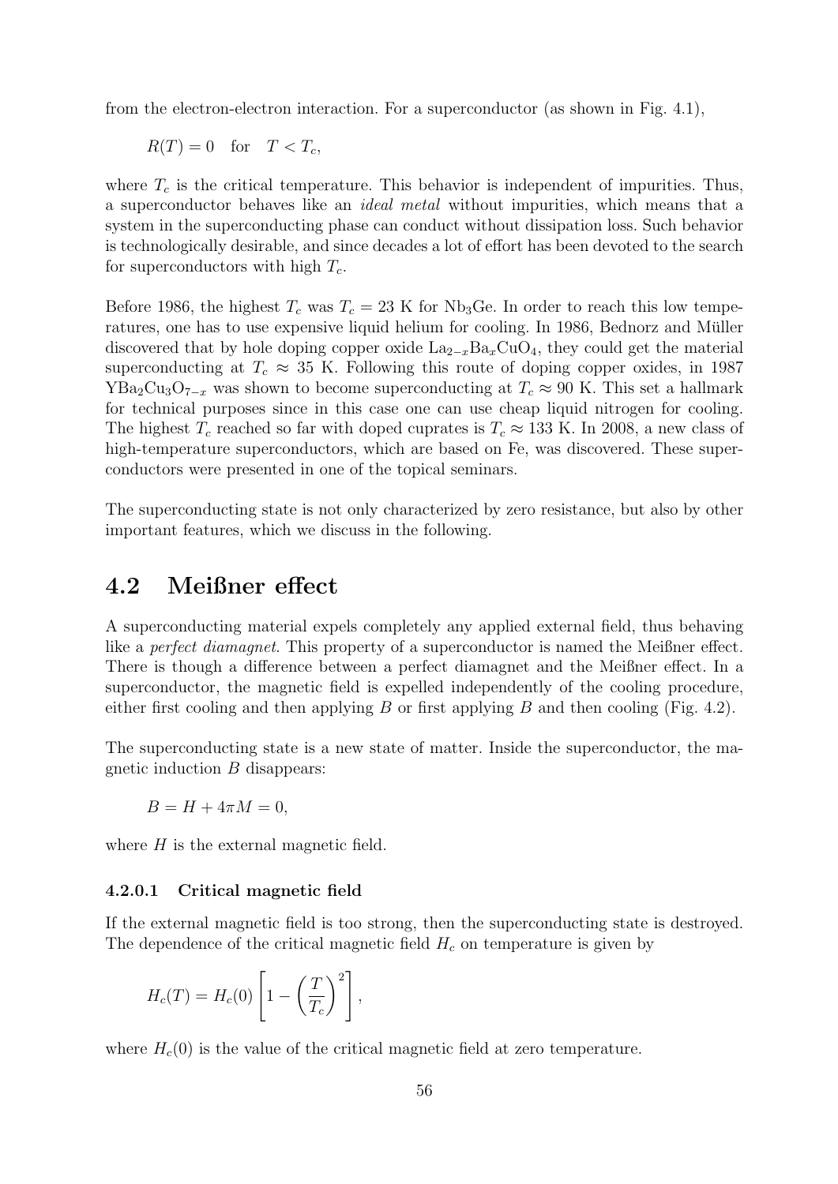from the electron-electron interaction. For a superconductor (as shown in Fig. 4.1),

$$R(T) = 0 \quad \text{for} \quad T < T_c,$$

where $T_c$ is the critical temperature. This behavior is independent of impurities. Thus, a superconductor behaves like an *ideal metal* without impurities, which means that a system in the superconducting phase can conduct without dissipation loss. Such behavior is technologically desirable, and since decades a lot of effort has been devoted to the search for superconductors with high $T_c$.

Before 1986, the highest $T_c$ was $T_c = 23$ K for $Nb_3Ge$. In order to reach this low temperatures, one has to use expensive liquid helium for cooling. In 1986, Bednorz and Müller discovered that by hole doping copper oxide $La_{2-x}Ba_xCuO_4$, they could get the material superconducting at $T_c \approx 35$ K. Following this route of doping copper oxides, in 1987 $YBa_2Cu_3O_{7-x}$ was shown to become superconducting at $T_c \approx 90$ K. This set a hallmark for technical purposes since in this case one can use cheap liquid nitrogen for cooling. The highest $T_c$ reached so far with doped cuprates is $T_c \approx 133$ K. In 2008, a new class of high-temperature superconductors, which are based on Fe, was discovered. These superconductors were presented in one of the topical seminars.

The superconducting state is not only characterized by zero resistance, but also by other important features, which we discuss in the following.

## 4.2 Meißner effect

A superconducting material expels completely any applied external field, thus behaving like a *perfect diamagnet*. This property of a superconductor is named the Meißner effect. There is though a difference between a perfect diamagnet and the Meißner effect. In a superconductor, the magnetic field is expelled independently of the cooling procedure, either first cooling and then applying $B$ or first applying $B$ and then cooling (Fig. 4.2).

The superconducting state is a new state of matter. Inside the superconductor, the magnetic induction $B$ disappears:

$$B = H + 4\pi M = 0,$$

where $H$ is the external magnetic field.

#### 4.2.0.1 Critical magnetic field

If the external magnetic field is too strong, then the superconducting state is destroyed. The dependence of the critical magnetic field $H_c$ on temperature is given by

$$H_c(T) = H_c(0) \left[ 1 - \left( \frac{T}{T_c} \right)^2 \right],$$

where $H_c(0)$ is the value of the critical magnetic field at zero temperature.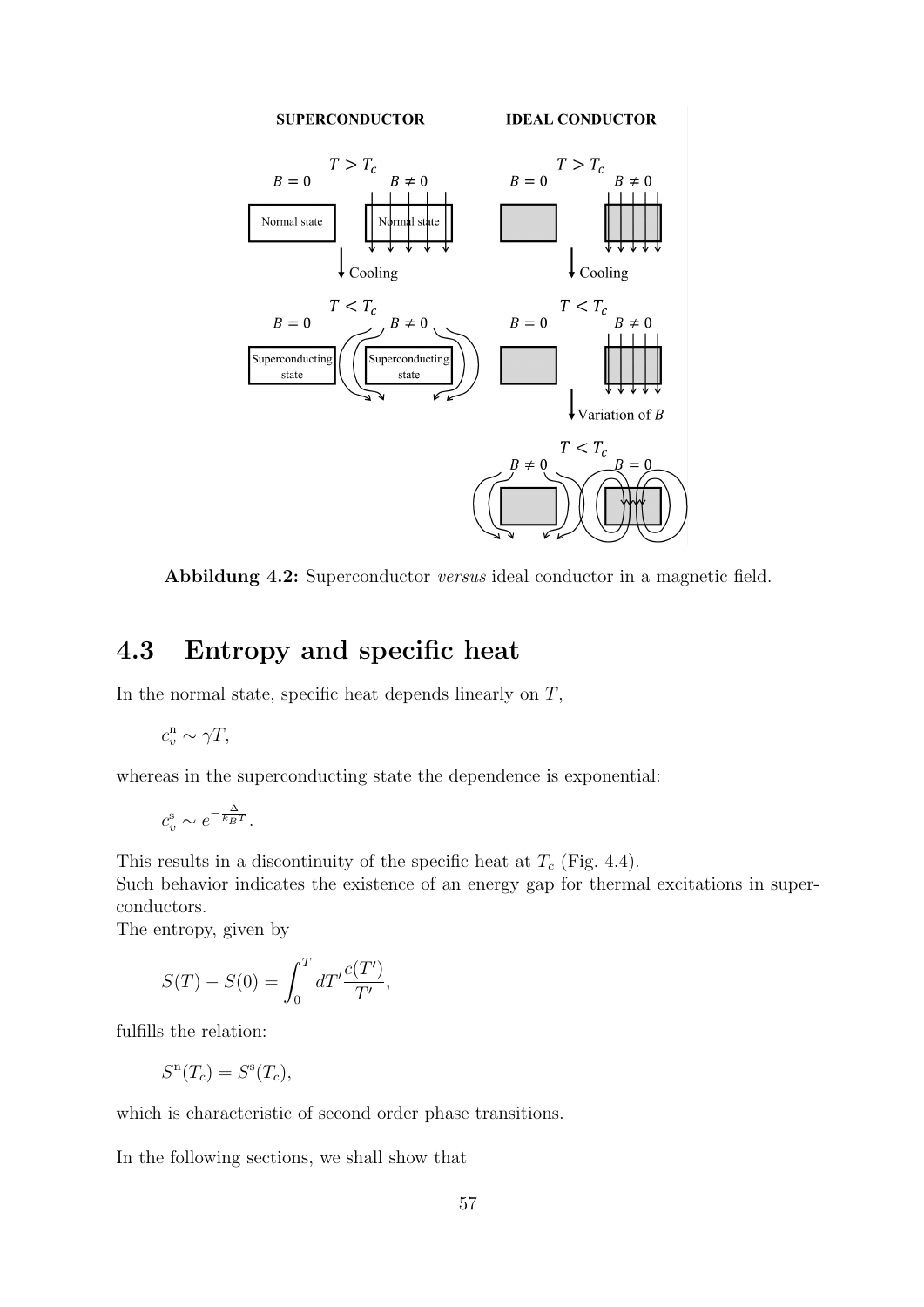**Abbildung 4.2:** Superconductor *versus* ideal conductor in a magnetic field.

## 4.3 Entropy and specific heat

In the normal state, specific heat depends linearly on $T$,

$$c_v^{\mathrm{n}} \sim \gamma T,$$

whereas in the superconducting state the dependence is exponential:

$$c_v^{\mathrm{s}} \sim e^{-\frac{\Delta}{k_B T}}.$$

This results in a discontinuity of the specific heat at $T_c$ (Fig. 4.4).
Such behavior indicates the existence of an energy gap for thermal excitations in superconductors.
The entropy, given by

$$S(T) - S(0) = \int_0^T dT' \frac{c(T')}{T'},$$

fulfills the relation:

$$S^{\mathrm{n}}(T_c) = S^{\mathrm{s}}(T_c),$$

which is characteristic of second order phase transitions.

In the following sections, we shall show that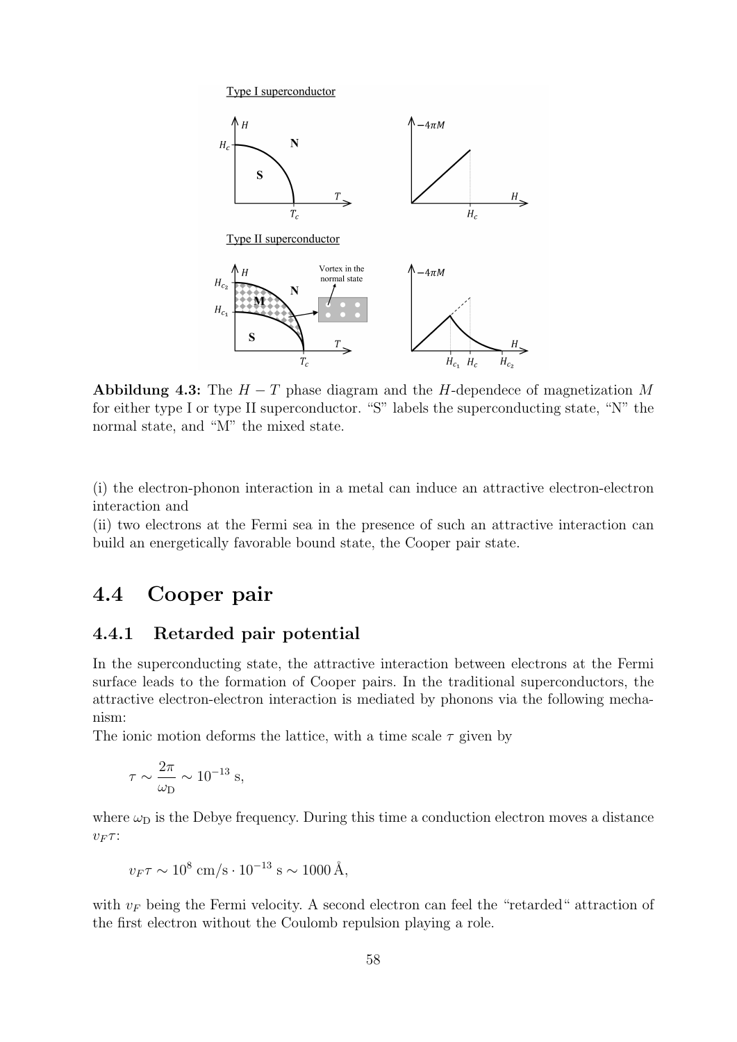**Abbildung 4.3:** The $H-T$ phase diagram and the $H$-dependece of magnetization $M$ for either type I or type II superconductor. "S" labels the superconducting state, "N" the normal state, and "M" the mixed state.

(i) the electron-phonon interaction in a metal can induce an attractive electron-electron interaction and
(ii) two electrons at the Fermi sea in the presence of such an attractive interaction can build an energetically favorable bound state, the Cooper pair state.

## 4.4 Cooper pair

### 4.4.1 Retarded pair potential

In the superconducting state, the attractive interaction between electrons at the Fermi surface leads to the formation of Cooper pairs. In the traditional superconductors, the attractive electron-electron interaction is mediated by phonons via the following mechanism:
The ionic motion deforms the lattice, with a time scale $\tau$ given by

$$\tau \sim \frac{2\pi}{\omega_{\rm D}} \sim 10^{-13}\,\text{s},$$

where $\omega_{\rm D}$ is the Debye frequency. During this time a conduction electron moves a distance $v_F\tau$:

$$v_F\tau \sim 10^8\,\text{cm/s} \cdot 10^{-13}\,\text{s} \sim 1000\,\text{Å},$$

with $v_F$ being the Fermi velocity. A second electron can feel the "retarded" attraction of the first electron without the Coulomb repulsion playing a role.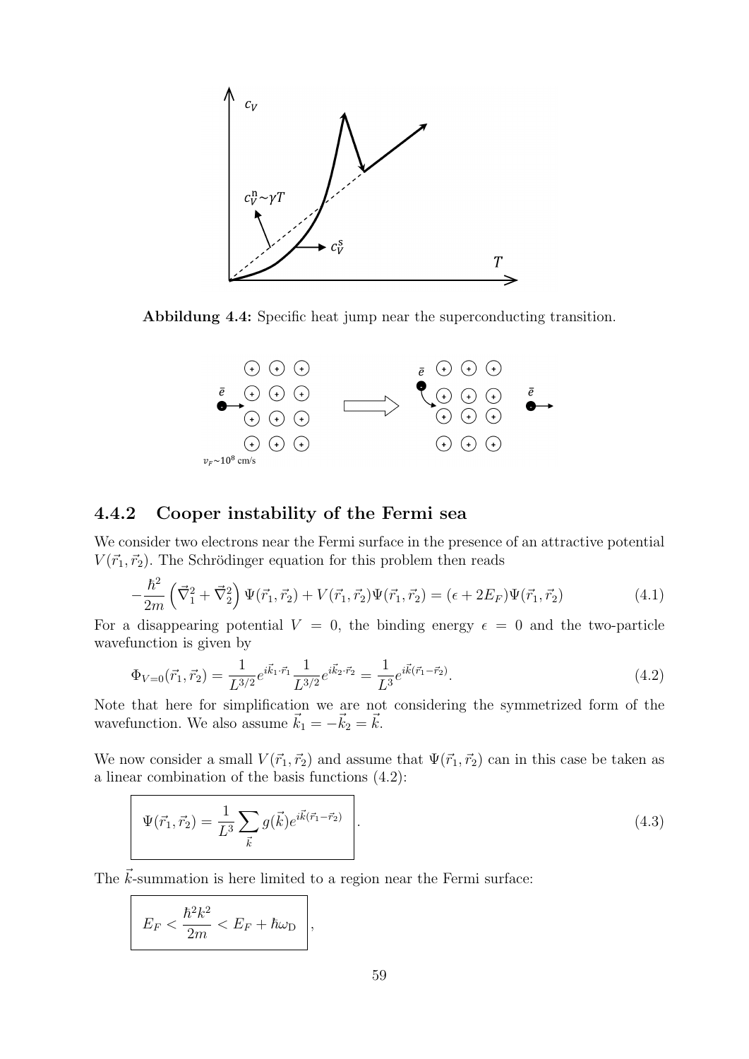**Abbildung 4.4:** Specific heat jump near the superconducting transition.

### 4.4.2 Cooper instability of the Fermi sea

We consider two electrons near the Fermi surface in the presence of an attractive potential $V(\vec{r}_1, \vec{r}_2)$. The Schrödinger equation for this problem then reads

$$-\frac{\hbar^2}{2m}\left(\vec{\nabla}_1^2 + \vec{\nabla}_2^2\right)\Psi(\vec{r}_1, \vec{r}_2) + V(\vec{r}_1, \vec{r}_2)\Psi(\vec{r}_1, \vec{r}_2) = (\epsilon + 2E_F)\Psi(\vec{r}_1, \vec{r}_2) \tag{4.1}$$

For a disappearing potential $V = 0$, the binding energy $\epsilon = 0$ and the two-particle wavefunction is given by

$$\Phi_{V=0}(\vec{r}_1, \vec{r}_2) = \frac{1}{L^{3/2}} e^{i\vec{k}_1 \cdot \vec{r}_1} \frac{1}{L^{3/2}} e^{i\vec{k}_2 \cdot \vec{r}_2} = \frac{1}{L^3} e^{i\vec{k}(\vec{r}_1 - \vec{r}_2)}. \tag{4.2}$$

Note that here for simplification we are not considering the symmetrized form of the wavefunction. We also assume $\vec{k}_1 = -\vec{k}_2 = \vec{k}$.

We now consider a small $V(\vec{r}_1, \vec{r}_2)$ and assume that $\Psi(\vec{r}_1, \vec{r}_2)$ can in this case be taken as a linear combination of the basis functions (4.2):

$$\boxed{\Psi(\vec{r}_1, \vec{r}_2) = \frac{1}{L^3} \sum_{\vec{k}} g(\vec{k}) e^{i\vec{k}(\vec{r}_1 - \vec{r}_2)}}. \tag{4.3}$$

The $\vec{k}$-summation is here limited to a region near the Fermi surface:

$$\boxed{E_F < \frac{\hbar^2 k^2}{2m} < E_F + \hbar\omega_D},$$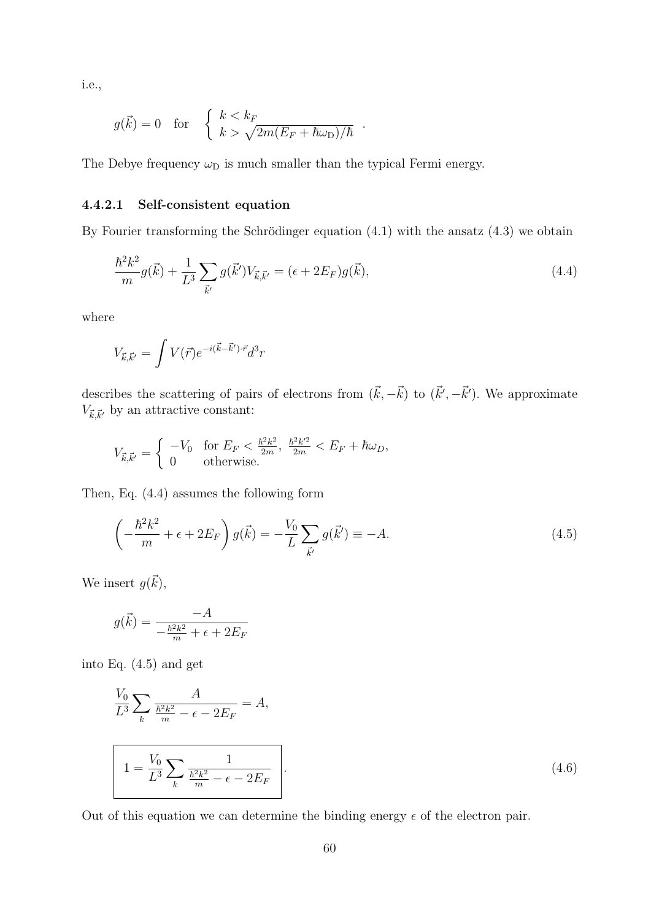i.e.,

$$g(\vec{k}) = 0 \quad \text{for} \quad \left\{ \begin{array}{l} k < k_F \\ k > \sqrt{2m(E_F + \hbar\omega_{\mathrm{D}})}/\hbar \end{array} \right. .$$

The Debye frequency $\omega_{\mathrm{D}}$ is much smaller than the typical Fermi energy.

#### 4.4.2.1 Self-consistent equation

By Fourier transforming the Schrödinger equation (4.1) with the ansatz (4.3) we obtain

$$\frac{\hbar^2 k^2}{m} g(\vec{k}) + \frac{1}{L^3} \sum_{\vec{k}'} g(\vec{k}') V_{\vec{k},\vec{k}'} = (\epsilon + 2E_F) g(\vec{k}), \tag{4.4}$$

where

$$V_{\vec{k},\vec{k}'} = \int V(\vec{r}) e^{-i(\vec{k}-\vec{k}')\cdot\vec{r}} d^3 r$$

describes the scattering of pairs of electrons from $(\vec{k}, -\vec{k})$ to $(\vec{k}', -\vec{k}')$. We approximate $V_{\vec{k},\vec{k}'}$ by an attractive constant:

$$V_{\vec{k},\vec{k}'} = \left\{ \begin{array}{ll} -V_0 & \text{for } E_F < \frac{\hbar^2 k^2}{2m},\ \frac{\hbar^2 k'^2}{2m} < E_F + \hbar\omega_D, \\ 0 & \text{otherwise.} \end{array} \right.$$

Then, Eq. (4.4) assumes the following form

$$\left( -\frac{\hbar^2 k^2}{m} + \epsilon + 2E_F \right) g(\vec{k}) = -\frac{V_0}{L} \sum_{\vec{k}'} g(\vec{k}') \equiv -A. \tag{4.5}$$

We insert $g(\vec{k})$,

$$g(\vec{k}) = \frac{-A}{-\frac{\hbar^2 k^2}{m} + \epsilon + 2E_F}$$

into Eq. (4.5) and get

$$\frac{V_0}{L^3} \sum_k \frac{A}{\frac{\hbar^2 k^2}{m} - \epsilon - 2E_F} = A,$$

$$\boxed{1 = \frac{V_0}{L^3} \sum_k \frac{1}{\frac{\hbar^2 k^2}{m} - \epsilon - 2E_F}} . \tag{4.6}$$

Out of this equation we can determine the binding energy $\epsilon$ of the electron pair.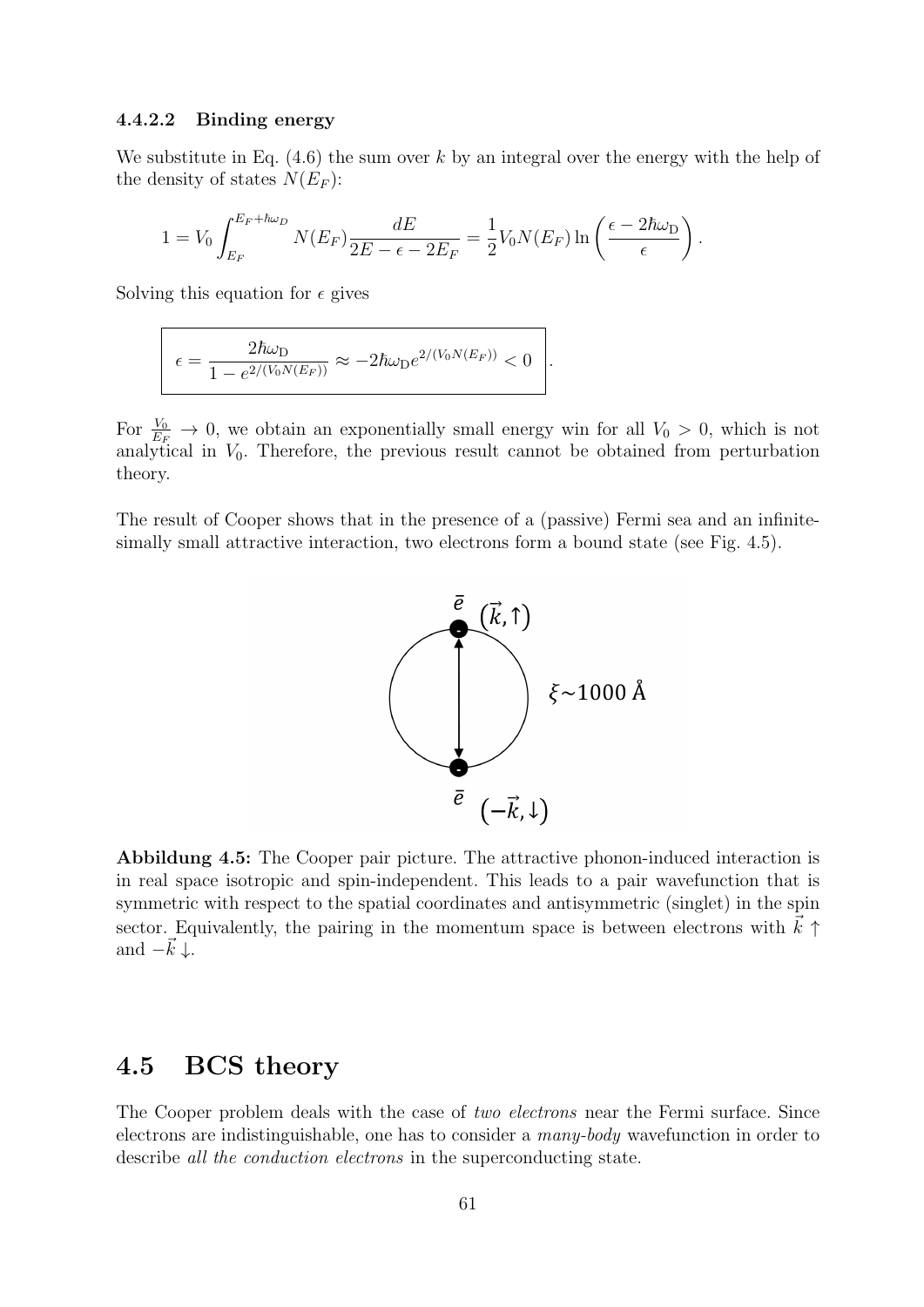#### 4.4.2.2 Binding energy

We substitute in Eq. (4.6) the sum over $k$ by an integral over the energy with the help of the density of states $N(E_F)$:

$$1 = V_0 \int_{E_F}^{E_F+\hbar\omega_D} N(E_F) \frac{dE}{2E - \epsilon - 2E_F} = \frac{1}{2} V_0 N(E_F) \ln\left(\frac{\epsilon - 2\hbar\omega_\mathrm{D}}{\epsilon}\right).$$

Solving this equation for $\epsilon$ gives

$$\boxed{\epsilon = \frac{2\hbar\omega_\mathrm{D}}{1 - e^{2/(V_0 N(E_F))}} \approx -2\hbar\omega_\mathrm{D} e^{2/(V_0 N(E_F))} < 0}.$$

For $\frac{V_0}{E_F} \to 0$, we obtain an exponentially small energy win for all $V_0 > 0$, which is not analytical in $V_0$. Therefore, the previous result cannot be obtained from perturbation theory.

The result of Cooper shows that in the presence of a (passive) Fermi sea and an infinitesimally small attractive interaction, two electrons form a bound state (see Fig. 4.5).

**Abbildung 4.5:** The Cooper pair picture. The attractive phonon-induced interaction is in real space isotropic and spin-independent. This leads to a pair wavefunction that is symmetric with respect to the spatial coordinates and antisymmetric (singlet) in the spin sector. Equivalently, the pairing in the momentum space is between electrons with $\vec{k}\uparrow$ and $-\vec{k}\downarrow$.

## 4.5 BCS theory

The Cooper problem deals with the case of *two electrons* near the Fermi surface. Since electrons are indistinguishable, one has to consider a *many-body* wavefunction in order to describe *all the conduction electrons* in the superconducting state.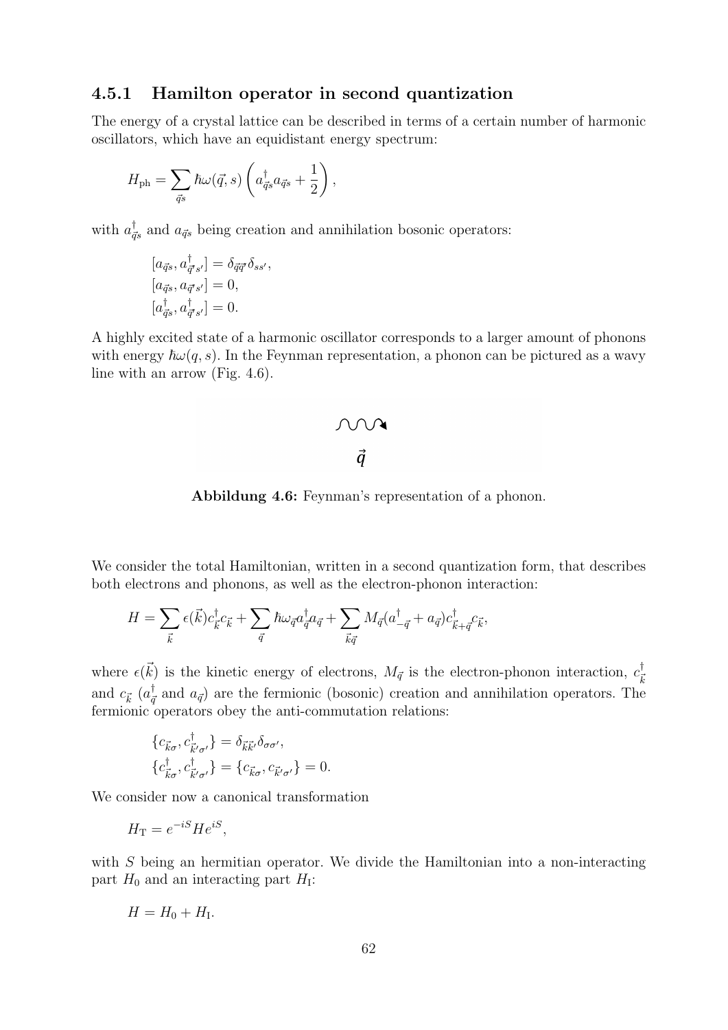### 4.5.1 Hamilton operator in second quantization

The energy of a crystal lattice can be described in terms of a certain number of harmonic oscillators, which have an equidistant energy spectrum:

$$H_{\text{ph}} = \sum_{\vec{q}s} \hbar\omega(\vec{q}, s) \left( a^{\dagger}_{\vec{q}s} a_{\vec{q}s} + \frac{1}{2} \right),$$

with $a^{\dagger}_{\vec{q}s}$ and $a_{\vec{q}s}$ being creation and annihilation bosonic operators:

$$[a_{\vec{q}s}, a^{\dagger}_{\vec{q}'s'}] = \delta_{\vec{q}\vec{q}'}\delta_{ss'},$$
$$[a_{\vec{q}s}, a_{\vec{q}'s'}] = 0,$$
$$[a^{\dagger}_{\vec{q}s}, a^{\dagger}_{\vec{q}'s'}] = 0.$$

A highly excited state of a harmonic oscillator corresponds to a larger amount of phonons with energy $\hbar\omega(q, s)$. In the Feynman representation, a phonon can be pictured as a wavy line with an arrow (Fig. 4.6).

**Abbildung 4.6:** Feynman's representation of a phonon.

We consider the total Hamiltonian, written in a second quantization form, that describes both electrons and phonons, as well as the electron-phonon interaction:

$$H = \sum_{\vec{k}} \epsilon(\vec{k}) c^{\dagger}_{\vec{k}} c_{\vec{k}} + \sum_{\vec{q}} \hbar\omega_{\vec{q}} a^{\dagger}_{\vec{q}} a_{\vec{q}} + \sum_{\vec{k}\vec{q}} M_{\vec{q}} (a^{\dagger}_{-\vec{q}} + a_{\vec{q}}) c^{\dagger}_{\vec{k}+\vec{q}} c_{\vec{k}},$$

where $\epsilon(\vec{k})$ is the kinetic energy of electrons, $M_{\vec{q}}$ is the electron-phonon interaction, $c^{\dagger}_{\vec{k}}$ and $c_{\vec{k}}$ ($a^{\dagger}_{\vec{q}}$ and $a_{\vec{q}}$) are the fermionic (bosonic) creation and annihilation operators. The fermionic operators obey the anti-commutation relations:

$$\{c_{\vec{k}\sigma}, c^{\dagger}_{\vec{k}'\sigma'}\} = \delta_{\vec{k}\vec{k}'}\delta_{\sigma\sigma'},$$
$$\{c^{\dagger}_{\vec{k}\sigma}, c^{\dagger}_{\vec{k}'\sigma'}\} = \{c_{\vec{k}\sigma}, c_{\vec{k}'\sigma'}\} = 0.$$

We consider now a canonical transformation

$$H_{\text{T}} = e^{-iS} H e^{iS},$$

with $S$ being an hermitian operator. We divide the Hamiltonian into a non-interacting part $H_0$ and an interacting part $H_{\text{I}}$:

$$H = H_0 + H_{\text{I}}.$$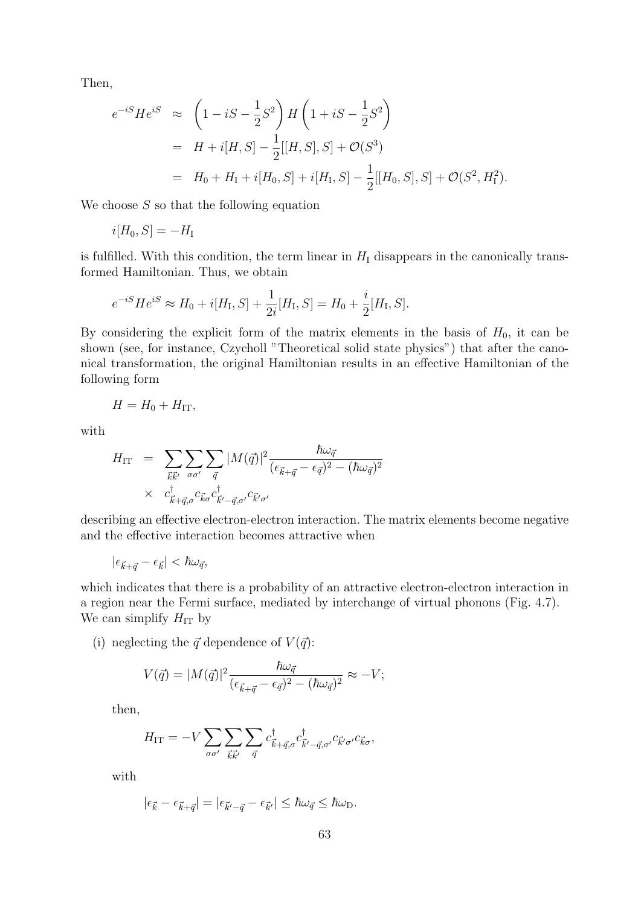Then,

$$
\begin{aligned}
e^{-iS}He^{iS} &\approx \left(1 - iS - \frac{1}{2}S^2\right) H \left(1 + iS - \frac{1}{2}S^2\right) \\
&= H + i[H, S] - \frac{1}{2}[[H, S], S] + \mathcal{O}(S^3) \\
&= H_0 + H_\mathrm{I} + i[H_0, S] + i[H_\mathrm{I}, S] - \frac{1}{2}[[H_0, S], S] + \mathcal{O}(S^2, H_\mathrm{I}^2).
\end{aligned}
$$

We choose $S$ so that the following equation

$$
i[H_0, S] = -H_\mathrm{I}
$$

is fulfilled. With this condition, the term linear in $H_\mathrm{I}$ disappears in the canonically transformed Hamiltonian. Thus, we obtain

$$
e^{-iS}He^{iS} \approx H_0 + i[H_\mathrm{I}, S] + \frac{1}{2i}[H_\mathrm{I}, S] = H_0 + \frac{i}{2}[H_\mathrm{I}, S].
$$

By considering the explicit form of the matrix elements in the basis of $H_0$, it can be shown (see, for instance, Czycholl "Theoretical solid state physics") that after the canonical transformation, the original Hamiltonian results in an effective Hamiltonian of the following form

$$
H = H_0 + H_\mathrm{IT},
$$

with

$$
\begin{aligned}
H_\mathrm{IT} &= \sum_{\vec{k}\vec{k}'} \sum_{\sigma\sigma'} \sum_{\vec{q}} |M(\vec{q})|^2 \frac{\hbar\omega_{\vec{q}}}{(\epsilon_{\vec{k}+\vec{q}} - \epsilon_{\vec{q}})^2 - (\hbar\omega_{\vec{q}})^2} \\
&\times \; c^\dagger_{\vec{k}+\vec{q},\sigma} c_{\vec{k}\sigma} c^\dagger_{\vec{k}'-\vec{q},\sigma'} c_{\vec{k}'\sigma'}
\end{aligned}
$$

describing an effective electron-electron interaction. The matrix elements become negative and the effective interaction becomes attractive when

$$
|\epsilon_{\vec{k}+\vec{q}} - \epsilon_{\vec{k}}| < \hbar\omega_{\vec{q}},
$$

which indicates that there is a probability of an attractive electron-electron interaction in a region near the Fermi surface, mediated by interchange of virtual phonons (Fig. 4.7). We can simplify $H_\mathrm{IT}$ by

(i) neglecting the $\vec{q}$ dependence of $V(\vec{q})$:

$$
V(\vec{q}) = |M(\vec{q})|^2 \frac{\hbar\omega_{\vec{q}}}{(\epsilon_{\vec{k}+\vec{q}} - \epsilon_{\vec{q}})^2 - (\hbar\omega_{\vec{q}})^2} \approx -V;
$$

then,

$$
H_\mathrm{IT} = -V \sum_{\sigma\sigma'} \sum_{\vec{k}\vec{k}'} \sum_{\vec{q}} c^\dagger_{\vec{k}+\vec{q},\sigma} c^\dagger_{\vec{k}'-\vec{q},\sigma'} c_{\vec{k}'\sigma'} c_{\vec{k}\sigma},
$$

with

$$
|\epsilon_{\vec{k}} - \epsilon_{\vec{k}+\vec{q}}| = |\epsilon_{\vec{k}'-\vec{q}} - \epsilon_{\vec{k}'}| \leq \hbar\omega_{\vec{q}} \leq \hbar\omega_\mathrm{D}.
$$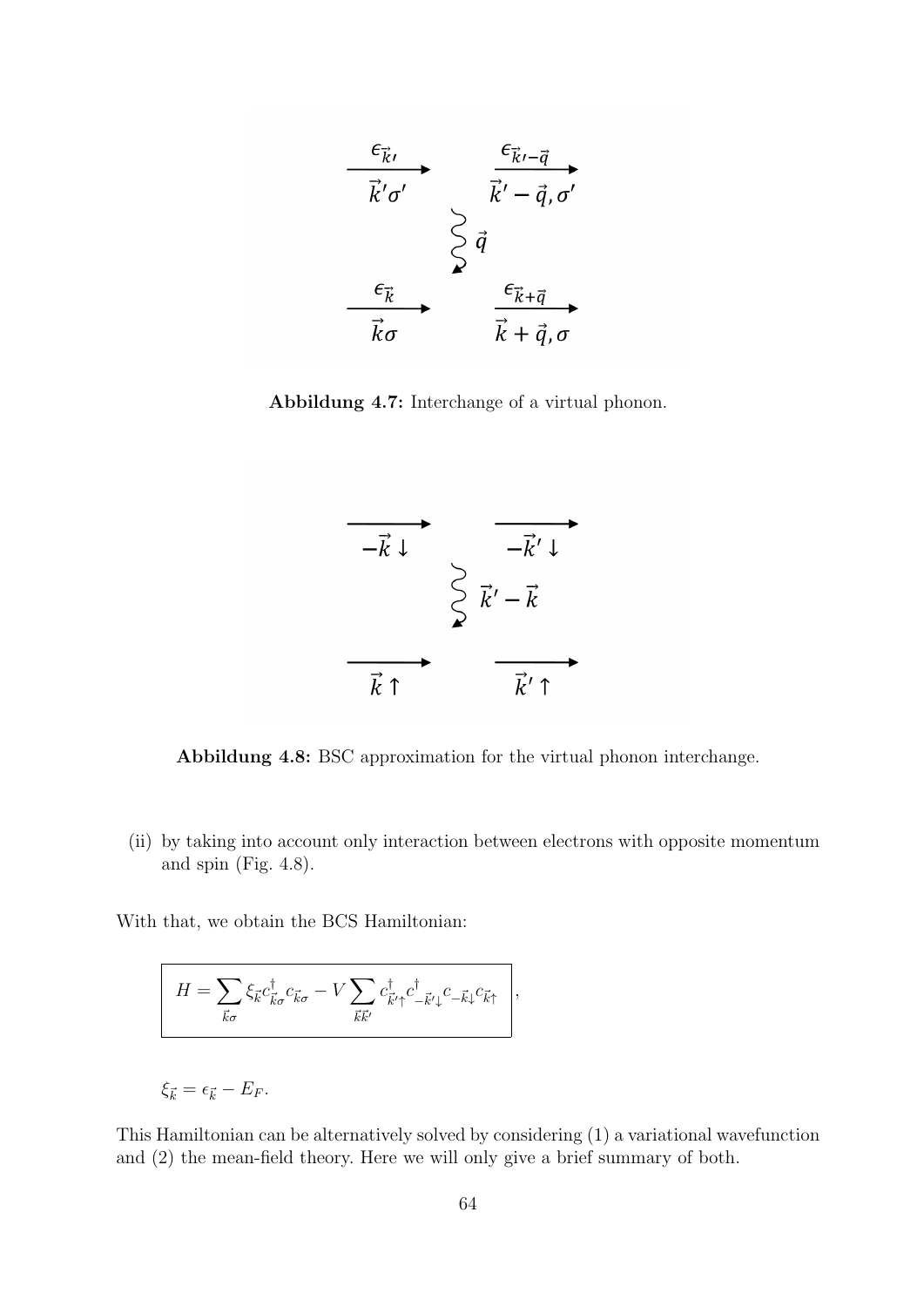**Abbildung 4.7:** Interchange of a virtual phonon.

**Abbildung 4.8:** BSC approximation for the virtual phonon interchange.

(ii) by taking into account only interaction between electrons with opposite momentum and spin (Fig. 4.8).

With that, we obtain the BCS Hamiltonian:

$$
\boxed{H = \sum_{\vec{k}\sigma} \xi_{\vec{k}} c^{\dagger}_{\vec{k}\sigma} c_{\vec{k}\sigma} - V \sum_{\vec{k}\vec{k}'} c^{\dagger}_{\vec{k}'\uparrow} c^{\dagger}_{-\vec{k}'\downarrow} c_{-\vec{k}\downarrow} c_{\vec{k}\uparrow}} \; ,
$$

$$
\xi_{\vec{k}} = \epsilon_{\vec{k}} - E_F .
$$

This Hamiltonian can be alternatively solved by considering (1) a variational wavefunction and (2) the mean-field theory. Here we will only give a brief summary of both.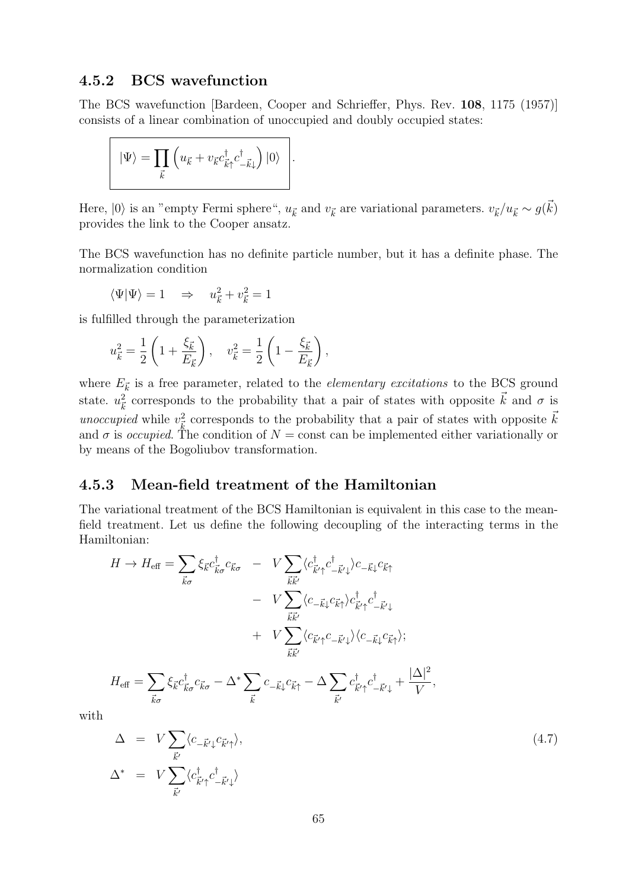### 4.5.2 BCS wavefunction

The BCS wavefunction [Bardeen, Cooper and Schrieffer, Phys. Rev. **108**, 1175 (1957)] consists of a linear combination of unoccupied and doubly occupied states:

$$\boxed{|\Psi\rangle = \prod_{\vec{k}} \left( u_{\vec{k}} + v_{\vec{k}} c^{\dagger}_{\vec{k}\uparrow} c^{\dagger}_{-\vec{k}\downarrow} \right) |0\rangle} \; .$$

Here, $|0\rangle$ is an "empty Fermi sphere", $u_{\vec{k}}$ and $v_{\vec{k}}$ are variational parameters. $v_{\vec{k}}/u_{\vec{k}} \sim g(\vec{k})$ provides the link to the Cooper ansatz.

The BCS wavefunction has no definite particle number, but it has a definite phase. The normalization condition

$$\langle \Psi | \Psi \rangle = 1 \quad \Rightarrow \quad u_{\vec{k}}^2 + v_{\vec{k}}^2 = 1$$

is fulfilled through the parameterization

$$u_{\vec{k}}^2 = \frac{1}{2}\left(1 + \frac{\xi_{\vec{k}}}{E_{\vec{k}}}\right), \quad v_{\vec{k}}^2 = \frac{1}{2}\left(1 - \frac{\xi_{\vec{k}}}{E_{\vec{k}}}\right),$$

where $E_{\vec{k}}$ is a free parameter, related to the *elementary excitations* to the BCS ground state. $u_{\vec{k}}^2$ corresponds to the probability that a pair of states with opposite $\vec{k}$ and $\sigma$ is *unoccupied* while $v_{\vec{k}}^2$ corresponds to the probability that a pair of states with opposite $\vec{k}$ and $\sigma$ is *occupied*. The condition of $N = \text{const}$ can be implemented either variationally or by means of the Bogoliubov transformation.

### 4.5.3 Mean-field treatment of the Hamiltonian

The variational treatment of the BCS Hamiltonian is equivalent in this case to the mean-field treatment. Let us define the following decoupling of the interacting terms in the Hamiltonian:

$$\begin{aligned}
H \to H_{\text{eff}} = \sum_{\vec{k}\sigma} \xi_{\vec{k}} c^{\dagger}_{\vec{k}\sigma} c_{\vec{k}\sigma} \quad &- \quad V \sum_{\vec{k}\vec{k}'} \langle c^{\dagger}_{\vec{k}'\uparrow} c^{\dagger}_{-\vec{k}'\downarrow} \rangle c_{-\vec{k}\downarrow} c_{\vec{k}\uparrow} \\
&- \quad V \sum_{\vec{k}\vec{k}'} \langle c_{-\vec{k}\downarrow} c_{\vec{k}\uparrow} \rangle c^{\dagger}_{\vec{k}'\uparrow} c^{\dagger}_{-\vec{k}'\downarrow} \\
&+ \quad V \sum_{\vec{k}\vec{k}'} \langle c_{\vec{k}'\uparrow} c_{-\vec{k}'\downarrow} \rangle \langle c_{-\vec{k}\downarrow} c_{\vec{k}\uparrow} \rangle;
\end{aligned}$$

$$H_{\text{eff}} = \sum_{\vec{k}\sigma} \xi_{\vec{k}} c^{\dagger}_{\vec{k}\sigma} c_{\vec{k}\sigma} - \Delta^* \sum_{\vec{k}} c_{-\vec{k}\downarrow} c_{\vec{k}\uparrow} - \Delta \sum_{\vec{k}'} c^{\dagger}_{\vec{k}'\uparrow} c^{\dagger}_{-\vec{k}'\downarrow} + \frac{|\Delta|^2}{V},$$

with

$$\begin{aligned}
\Delta &= V \sum_{\vec{k}'} \langle c_{-\vec{k}'\downarrow} c_{\vec{k}'\uparrow} \rangle, \qquad (4.7) \\
\Delta^* &= V \sum_{\vec{k}'} \langle c^{\dagger}_{\vec{k}'\uparrow} c^{\dagger}_{-\vec{k}'\downarrow} \rangle
\end{aligned}$$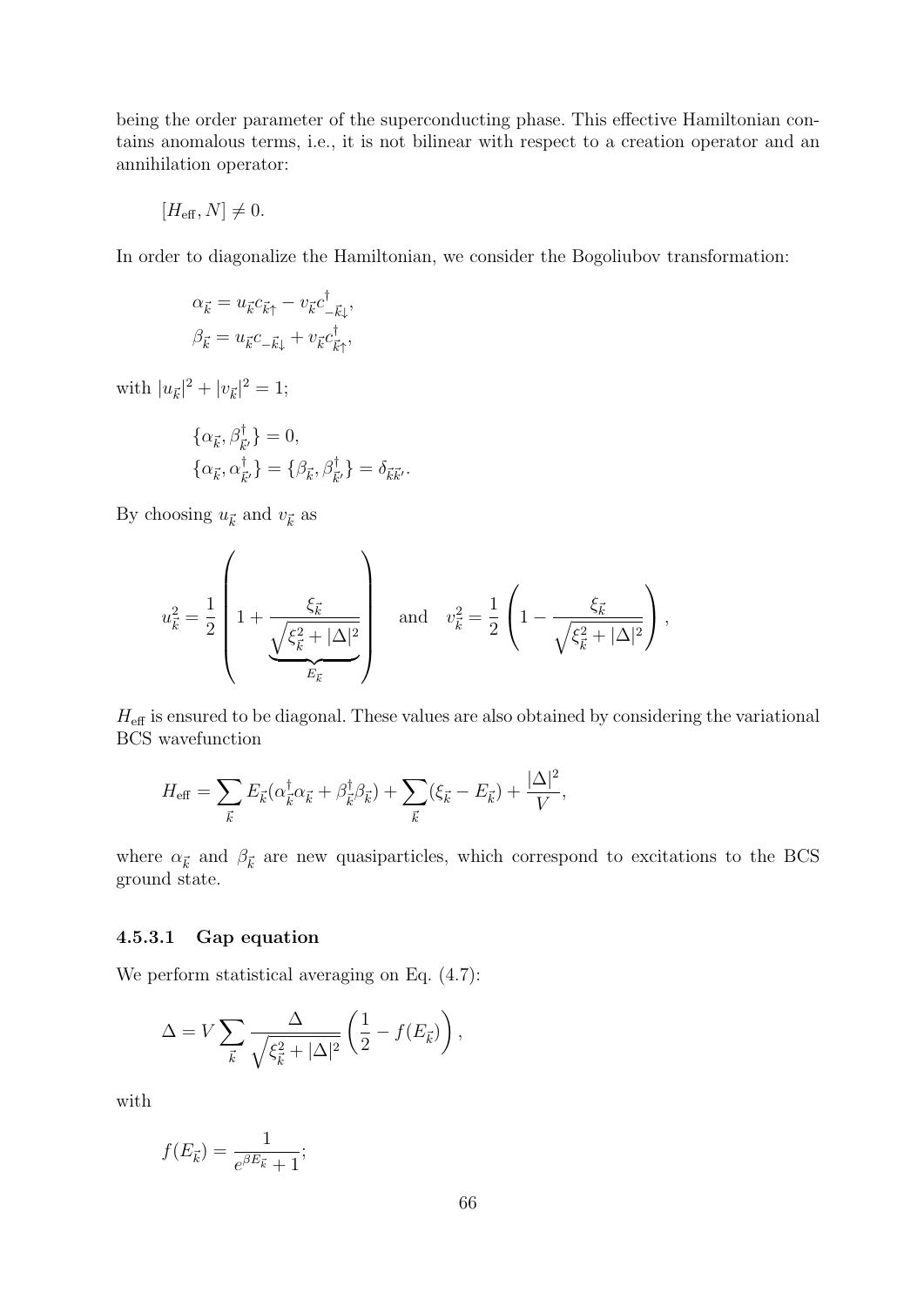being the order parameter of the superconducting phase. This effective Hamiltonian contains anomalous terms, i.e., it is not bilinear with respect to a creation operator and an annihilation operator:

$$[H_{\text{eff}}, N] \neq 0.$$

In order to diagonalize the Hamiltonian, we consider the Bogoliubov transformation:

$$\alpha_{\vec{k}} = u_{\vec{k}} c_{\vec{k}\uparrow} - v_{\vec{k}} c^{\dagger}_{-\vec{k}\downarrow},$$
$$\beta_{\vec{k}} = u_{\vec{k}} c_{-\vec{k}\downarrow} + v_{\vec{k}} c^{\dagger}_{\vec{k}\uparrow},$$

with $|u_{\vec{k}}|^2 + |v_{\vec{k}}|^2 = 1$;

$$\{\alpha_{\vec{k}}, \beta^{\dagger}_{\vec{k}'}\} = 0,$$
$$\{\alpha_{\vec{k}}, \alpha^{\dagger}_{\vec{k}'}\} = \{\beta_{\vec{k}}, \beta^{\dagger}_{\vec{k}'}\} = \delta_{\vec{k}\vec{k}'}.$$

By choosing $u_{\vec{k}}$ and $v_{\vec{k}}$ as

$$u^2_{\vec{k}} = \frac{1}{2}\left(1 + \frac{\xi_{\vec{k}}}{\underbrace{\sqrt{\xi^2_{\vec{k}} + |\Delta|^2}}_{E_{\vec{k}}}}\right) \quad \text{and} \quad v^2_{\vec{k}} = \frac{1}{2}\left(1 - \frac{\xi_{\vec{k}}}{\sqrt{\xi^2_{\vec{k}} + |\Delta|^2}}\right),$$

$H_{\text{eff}}$ is ensured to be diagonal. These values are also obtained by considering the variational BCS wavefunction

$$H_{\text{eff}} = \sum_{\vec{k}} E_{\vec{k}} (\alpha^{\dagger}_{\vec{k}} \alpha_{\vec{k}} + \beta^{\dagger}_{\vec{k}} \beta_{\vec{k}}) + \sum_{\vec{k}} (\xi_{\vec{k}} - E_{\vec{k}}) + \frac{|\Delta|^2}{V},$$

where $\alpha_{\vec{k}}$ and $\beta_{\vec{k}}$ are new quasiparticles, which correspond to excitations to the BCS ground state.

#### 4.5.3.1 Gap equation

We perform statistical averaging on Eq. (4.7):

$$\Delta = V \sum_{\vec{k}} \frac{\Delta}{\sqrt{\xi^2_{\vec{k}} + |\Delta|^2}} \left(\frac{1}{2} - f(E_{\vec{k}})\right),$$

with

$$f(E_{\vec{k}}) = \frac{1}{e^{\beta E_{\vec{k}}} + 1};$$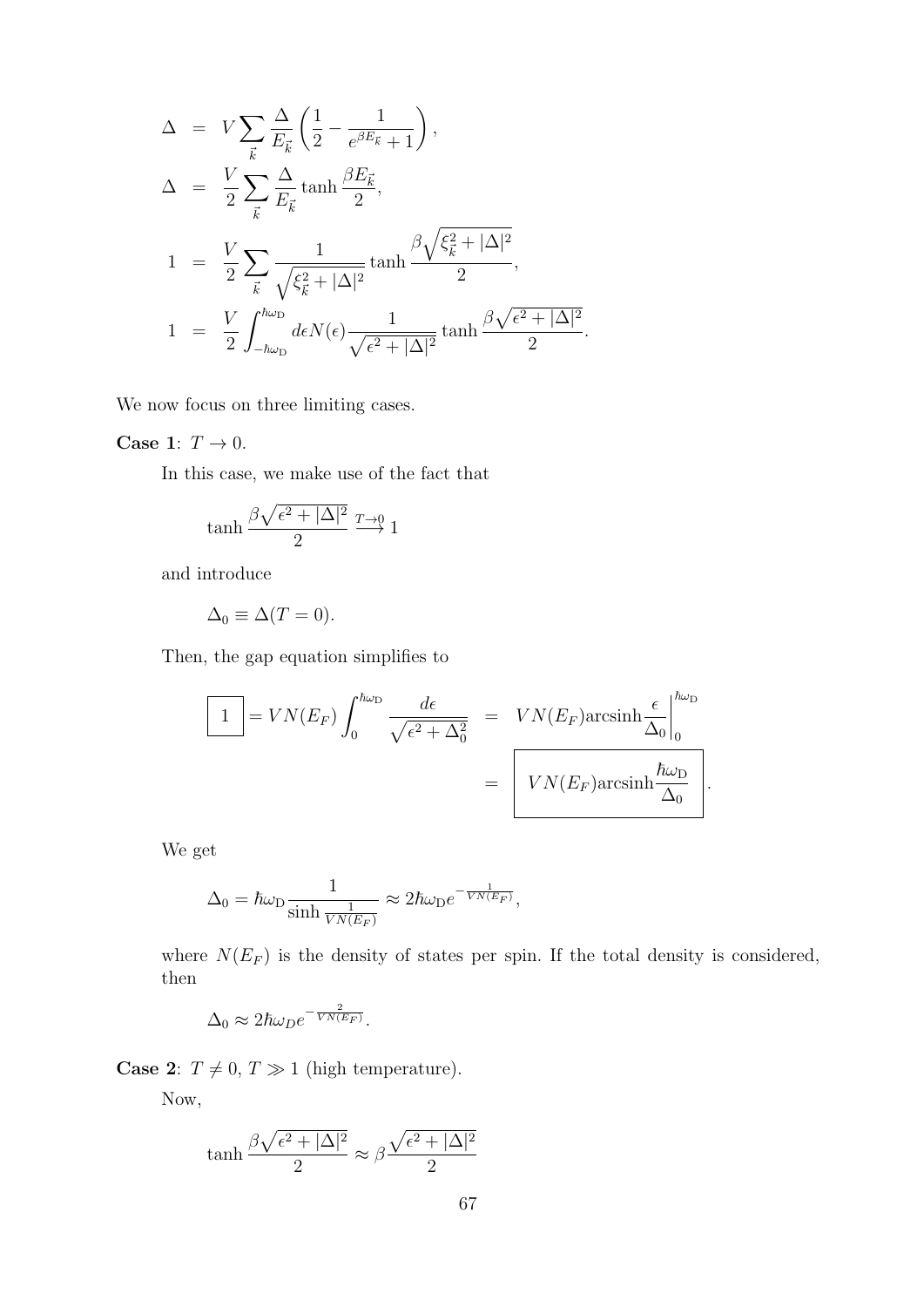$$
\begin{aligned}
\Delta &= V \sum_{\vec{k}} \frac{\Delta}{E_{\vec{k}}} \left( \frac{1}{2} - \frac{1}{e^{\beta E_{\vec{k}}} + 1} \right), \\
\Delta &= \frac{V}{2} \sum_{\vec{k}} \frac{\Delta}{E_{\vec{k}}} \tanh \frac{\beta E_{\vec{k}}}{2}, \\
1 &= \frac{V}{2} \sum_{\vec{k}} \frac{1}{\sqrt{\xi_{\vec{k}}^2 + |\Delta|^2}} \tanh \frac{\beta \sqrt{\xi_{\vec{k}}^2 + |\Delta|^2}}{2}, \\
1 &= \frac{V}{2} \int_{-\hbar\omega_{\mathrm{D}}}^{\hbar\omega_{\mathrm{D}}} d\epsilon N(\epsilon) \frac{1}{\sqrt{\epsilon^2 + |\Delta|^2}} \tanh \frac{\beta \sqrt{\epsilon^2 + |\Delta|^2}}{2}.
\end{aligned}
$$

We now focus on three limiting cases.

**Case 1**: $T \to 0$.

In this case, we make use of the fact that

$$
\tanh \frac{\beta \sqrt{\epsilon^2 + |\Delta|^2}}{2} \overset{T \to 0}{\longrightarrow} 1
$$

and introduce

$$
\Delta_0 \equiv \Delta(T = 0).
$$

Then, the gap equation simplifies to

$$
\boxed{1} = VN(E_F) \int_0^{\hbar\omega_{\mathrm{D}}} \frac{d\epsilon}{\sqrt{\epsilon^2 + \Delta_0^2}} = VN(E_F) \mathrm{arcsinh} \frac{\epsilon}{\Delta_0} \bigg|_0^{\hbar\omega_{\mathrm{D}}} = \boxed{VN(E_F) \mathrm{arcsinh} \frac{\hbar\omega_{\mathrm{D}}}{\Delta_0}}.
$$

We get

$$
\Delta_0 = \hbar\omega_{\mathrm{D}} \frac{1}{\sinh \frac{1}{VN(E_F)}} \approx 2\hbar\omega_{\mathrm{D}} e^{-\frac{1}{VN(E_F)}},
$$

where $N(E_F)$ is the density of states per spin. If the total density is considered, then

$$
\Delta_0 \approx 2\hbar\omega_D e^{-\frac{2}{VN(E_F)}}.
$$

**Case 2**: $T \neq 0$, $T \gg 1$ (high temperature).

Now,

$$
\tanh \frac{\beta \sqrt{\epsilon^2 + |\Delta|^2}}{2} \approx \beta \frac{\sqrt{\epsilon^2 + |\Delta|^2}}{2}
$$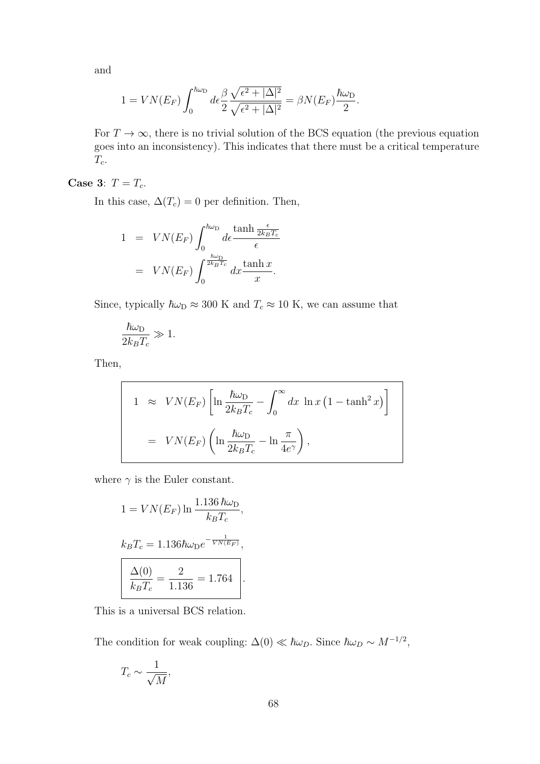and

$$1 = VN(E_F)\int_0^{\hbar\omega_\mathrm{D}} d\epsilon \frac{\beta}{2}\frac{\sqrt{\epsilon^2+|\Delta|^2}}{\sqrt{\epsilon^2+|\Delta|^2}} = \beta N(E_F)\frac{\hbar\omega_\mathrm{D}}{2}.$$

For $T\to\infty$, there is no trivial solution of the BCS equation (the previous equation goes into an inconsistency). This indicates that there must be a critical temperature $T_c$.

**Case 3**: $T = T_c$.

In this case, $\Delta(T_c) = 0$ per definition. Then,

$$\begin{aligned} 1 &= VN(E_F)\int_0^{\hbar\omega_\mathrm{D}} d\epsilon \frac{\tanh\frac{\epsilon}{2k_BT_c}}{\epsilon} \\ &= VN(E_F)\int_0^{\frac{\hbar\omega_\mathrm{D}}{2k_BT_c}} dx \frac{\tanh x}{x}. \end{aligned}$$

Since, typically $\hbar\omega_\mathrm{D}\approx 300$ K and $T_c \approx 10$ K, we can assume that

$$\frac{\hbar\omega_\mathrm{D}}{2k_BT_c} \gg 1.$$

Then,

$$\boxed{\begin{aligned} 1 &\approx VN(E_F)\left[\ln\frac{\hbar\omega_\mathrm{D}}{2k_BT_c} - \int_0^\infty dx\ \ln x\left(1-\tanh^2 x\right)\right] \\ &= VN(E_F)\left(\ln\frac{\hbar\omega_\mathrm{D}}{2k_BT_c} - \ln\frac{\pi}{4e^\gamma}\right), \end{aligned}}$$

where $\gamma$ is the Euler constant.

$$1 = VN(E_F)\ln\frac{1.136\,\hbar\omega_\mathrm{D}}{k_BT_c},$$

$$k_BT_c = 1.136\hbar\omega_\mathrm{D}e^{-\frac{1}{VN(E_F)}},$$

$$\boxed{\frac{\Delta(0)}{k_BT_c} = \frac{2}{1.136} = 1.764}\ .$$

This is a universal BCS relation.

The condition for weak coupling: $\Delta(0)\ll\hbar\omega_D$. Since $\hbar\omega_D\sim M^{-1/2}$,

$$T_c \sim \frac{1}{\sqrt{M}},$$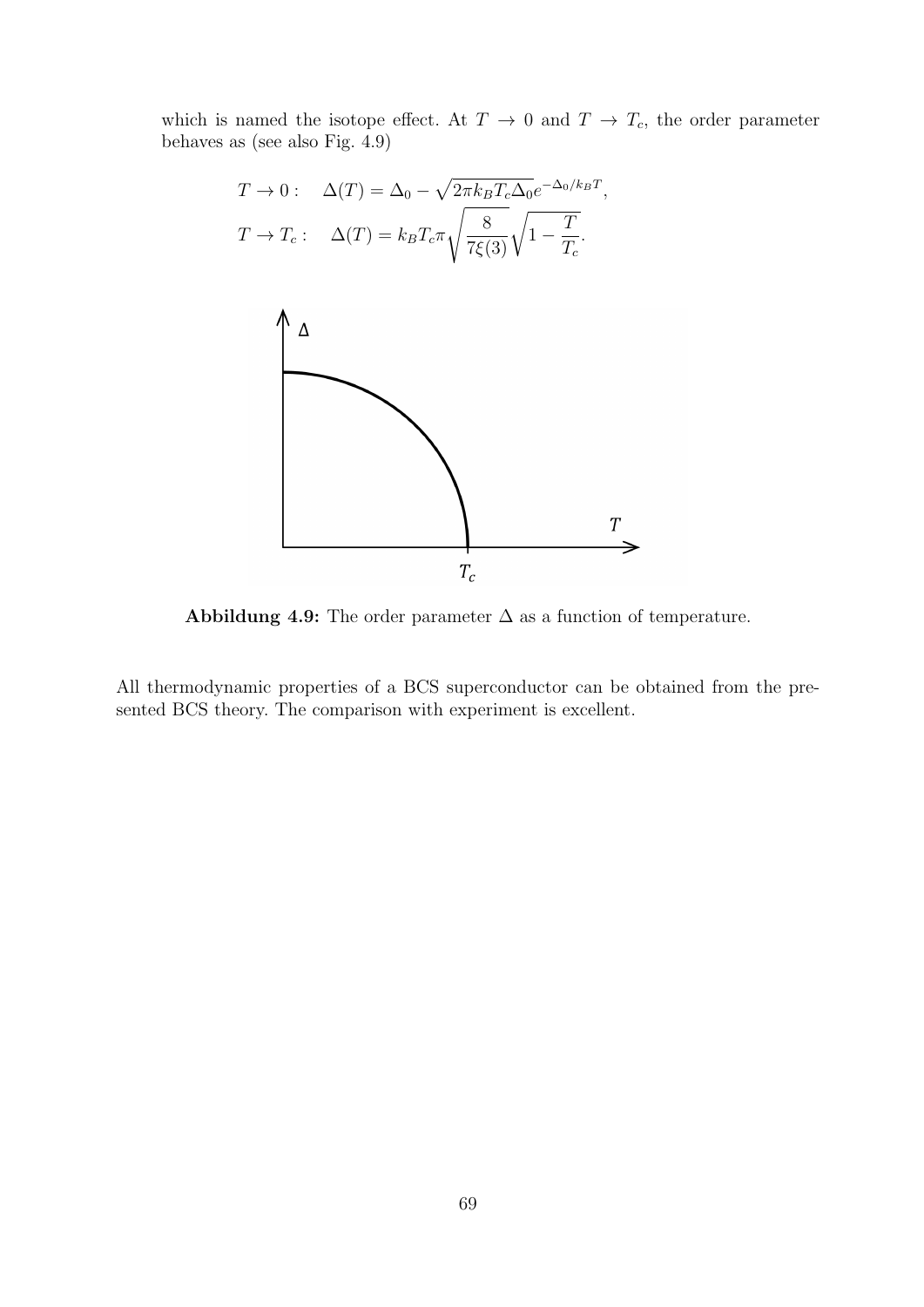which is named the isotope effect. At $T \to 0$ and $T \to T_c$, the order parameter behaves as (see also Fig. 4.9)

$$
\begin{aligned}
T \to 0: \quad & \Delta(T) = \Delta_0 - \sqrt{2\pi k_B T_c \Delta_0} e^{-\Delta_0/k_B T}, \\
T \to T_c: \quad & \Delta(T) = k_B T_c \pi \sqrt{\frac{8}{7\xi(3)}} \sqrt{1 - \frac{T}{T_c}}.
\end{aligned}
$$

Δ

T

$T_c$

**Abbildung 4.9:** The order parameter $\Delta$ as a function of temperature.

All thermodynamic properties of a BCS superconductor can be obtained from the presented BCS theory. The comparison with experiment is excellent.